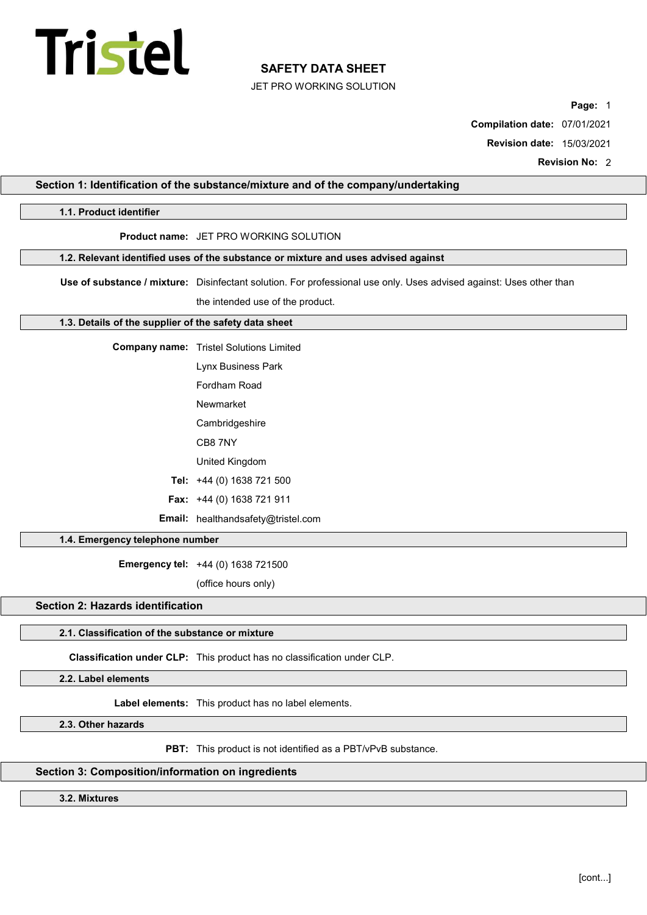Tristel

# SAFETY DATA SHEET

JET PRO WORKING SOLUTION

**Compilation date:** 07/01/2021

**Revision date:** 15/03/2021

**Revision No:** 2

## Section 1: Identification of the substance/mixture and of the company/undertaking

### 1.1. Product identifier

**Product name:** JET PRO WORKING SOLUTION

### 1.2. Relevant identified uses of the substance or mixture and uses advised against

**Use of substance / mixture:** Disinfectant solution. For professional use only. Uses advised against: Uses other than the intended use of the product.

### 1.3. Details of the supplier of the safety data sheet

**Company name:** Tristel Solutions Limited
Lynx Business Park
Fordham Road
Newmarket
Cambridgeshire
CB8 7NY
United Kingdom

**Tel:** +44 (0) 1638 721 500

**Fax:** +44 (0) 1638 721 911

**Email:** healthandsafety@tristel.com

### 1.4. Emergency telephone number

**Emergency tel:** +44 (0) 1638 721500
(office hours only)

## Section 2: Hazards identification

### 2.1. Classification of the substance or mixture

**Classification under CLP:** This product has no classification under CLP.

### 2.2. Label elements

**Label elements:** This product has no label elements.

### 2.3. Other hazards

**PBT:** This product is not identified as a PBT/vPvB substance.

## Section 3: Composition/information on ingredients

### 3.2. Mixtures

[cont...]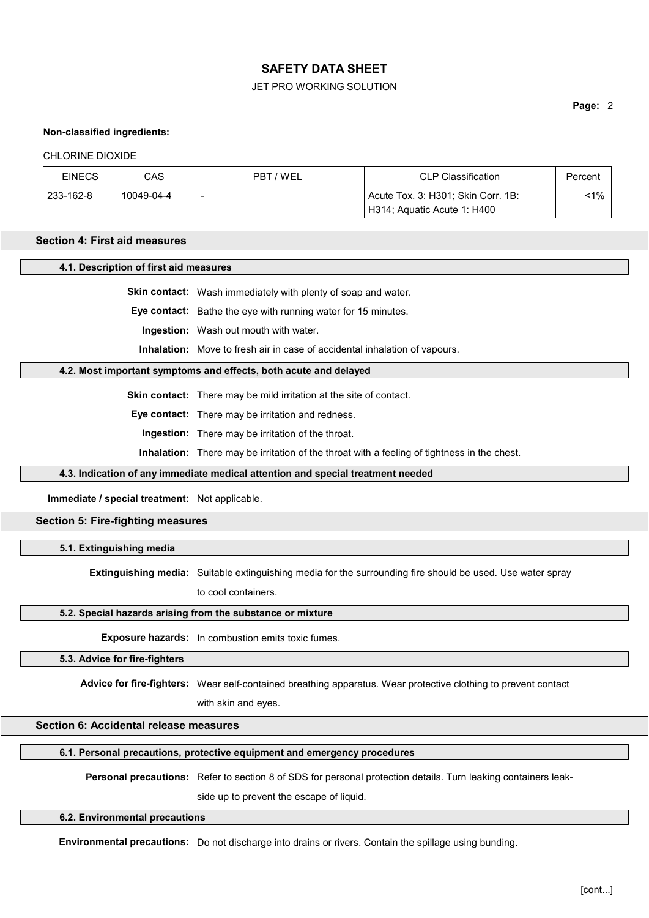**Non-classified ingredients:**

CHLORINE DIOXIDE

| EINECS | CAS | PBT / WEL | CLP Classification | Percent |
|---|---|---|---|---|
| 233-162-8 | 10049-04-4 | - | Acute Tox. 3: H301; Skin Corr. 1B: H314; Aquatic Acute 1: H400 | <1% |

## Section 4: First aid measures

### 4.1. Description of first aid measures

**Skin contact:** Wash immediately with plenty of soap and water.

**Eye contact:** Bathe the eye with running water for 15 minutes.

**Ingestion:** Wash out mouth with water.

**Inhalation:** Move to fresh air in case of accidental inhalation of vapours.

### 4.2. Most important symptoms and effects, both acute and delayed

**Skin contact:** There may be mild irritation at the site of contact.

**Eye contact:** There may be irritation and redness.

**Ingestion:** There may be irritation of the throat.

**Inhalation:** There may be irritation of the throat with a feeling of tightness in the chest.

### 4.3. Indication of any immediate medical attention and special treatment needed

**Immediate / special treatment:** Not applicable.

## Section 5: Fire-fighting measures

### 5.1. Extinguishing media

**Extinguishing media:** Suitable extinguishing media for the surrounding fire should be used. Use water spray to cool containers.

### 5.2. Special hazards arising from the substance or mixture

**Exposure hazards:** In combustion emits toxic fumes.

### 5.3. Advice for fire-fighters

**Advice for fire-fighters:** Wear self-contained breathing apparatus. Wear protective clothing to prevent contact with skin and eyes.

## Section 6: Accidental release measures

### 6.1. Personal precautions, protective equipment and emergency procedures

**Personal precautions:** Refer to section 8 of SDS for personal protection details. Turn leaking containers leak-side up to prevent the escape of liquid.

### 6.2. Environmental precautions

**Environmental precautions:** Do not discharge into drains or rivers. Contain the spillage using bunding.

[cont...]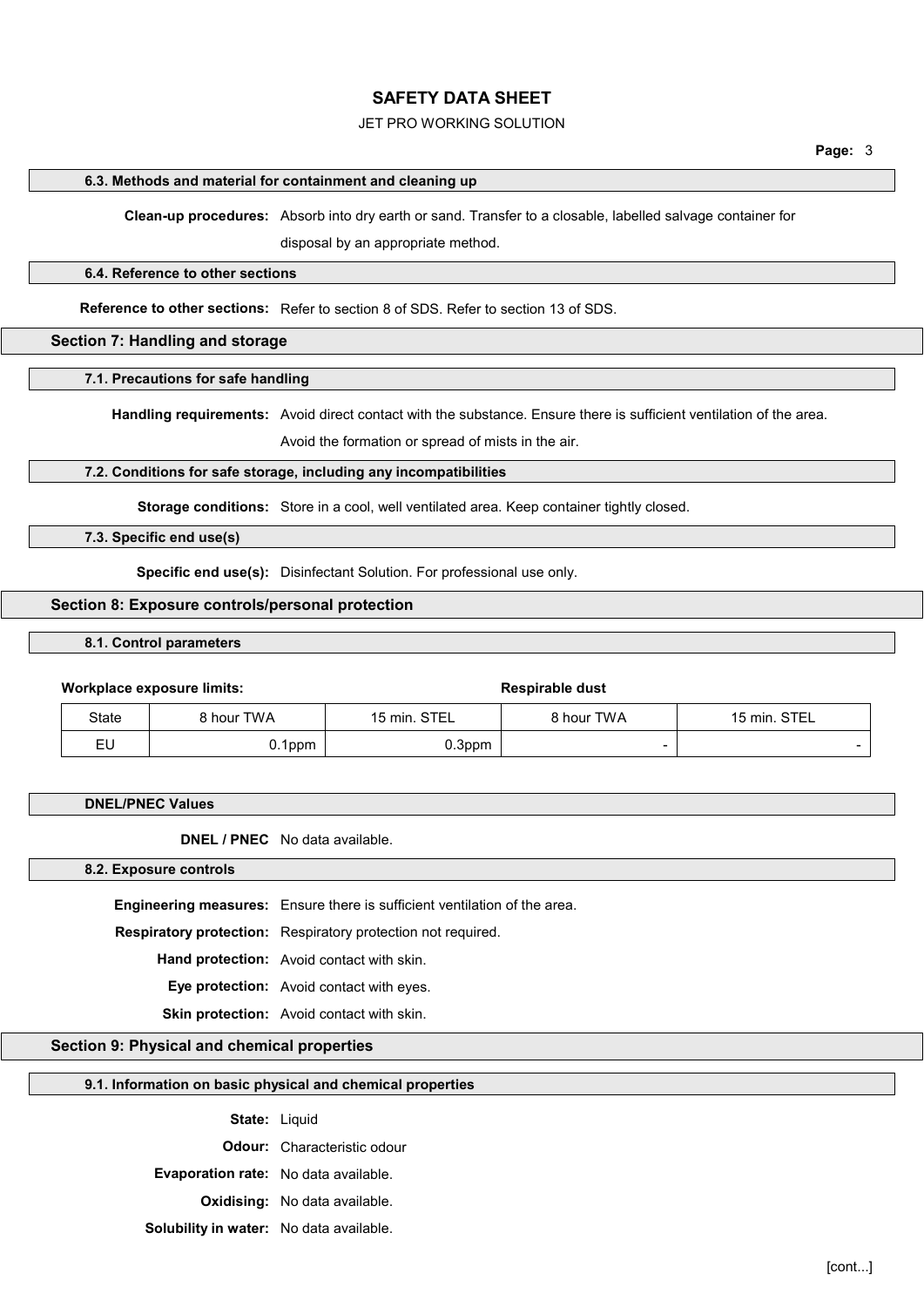### 6.3. Methods and material for containment and cleaning up

**Clean-up procedures:** Absorb into dry earth or sand. Transfer to a closable, labelled salvage container for disposal by an appropriate method.

### 6.4. Reference to other sections

**Reference to other sections:** Refer to section 8 of SDS. Refer to section 13 of SDS.

## Section 7: Handling and storage

### 7.1. Precautions for safe handling

**Handling requirements:** Avoid direct contact with the substance. Ensure there is sufficient ventilation of the area. Avoid the formation or spread of mists in the air.

### 7.2. Conditions for safe storage, including any incompatibilities

**Storage conditions:** Store in a cool, well ventilated area. Keep container tightly closed.

### 7.3. Specific end use(s)

**Specific end use(s):** Disinfectant Solution. For professional use only.

## Section 8: Exposure controls/personal protection

### 8.1. Control parameters

**Workplace exposure limits:**

| | | | Respirable dust | |
|---|---|---|---|---|
| State | 8 hour TWA | 15 min. STEL | 8 hour TWA | 15 min. STEL |
| EU | 0.1ppm | 0.3ppm | - | - |

### DNEL/PNEC Values

**DNEL / PNEC** No data available.

### 8.2. Exposure controls

**Engineering measures:** Ensure there is sufficient ventilation of the area.

**Respiratory protection:** Respiratory protection not required.

**Hand protection:** Avoid contact with skin.

**Eye protection:** Avoid contact with eyes.

**Skin protection:** Avoid contact with skin.

## Section 9: Physical and chemical properties

### 9.1. Information on basic physical and chemical properties

**State:** Liquid

**Odour:** Characteristic odour

**Evaporation rate:** No data available.

**Oxidising:** No data available.

**Solubility in water:** No data available.

[cont...]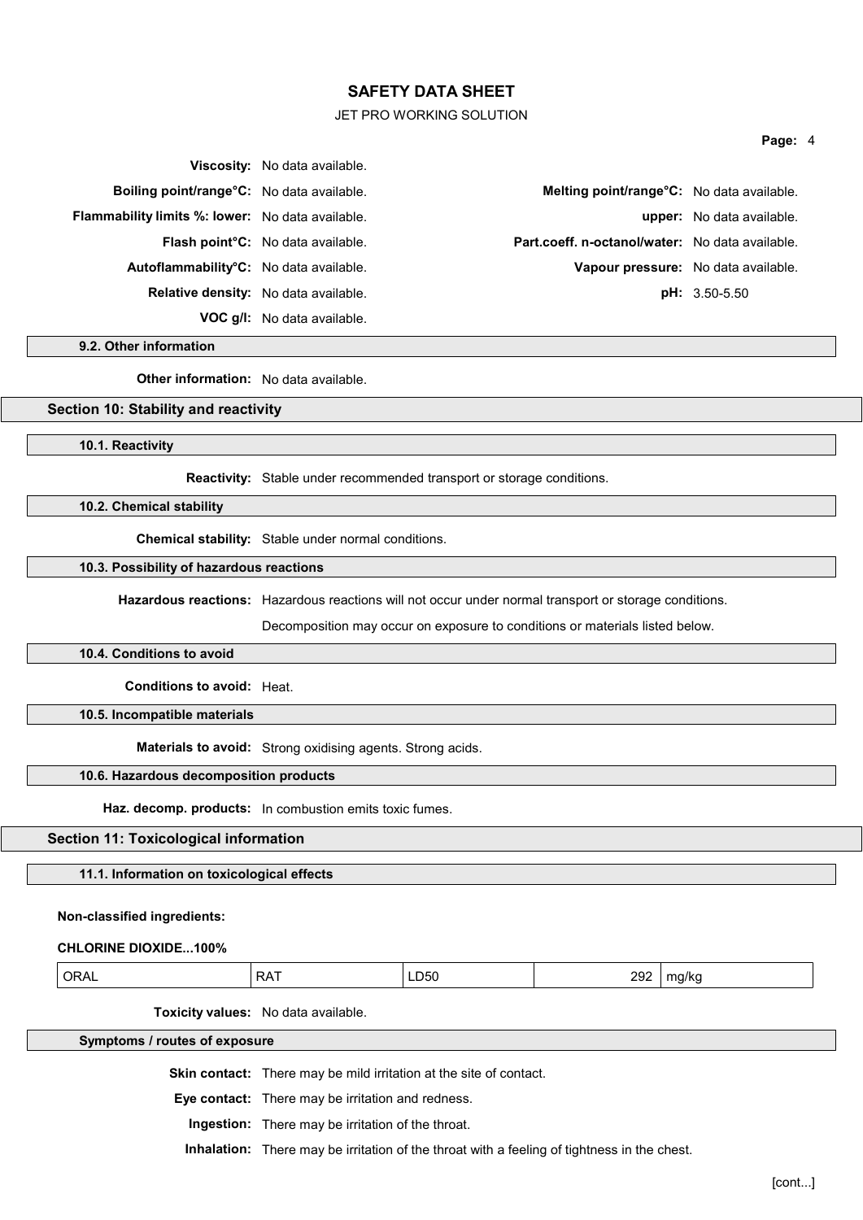**Viscosity:** No data available.

**Boiling point/range°C:** No data available.

**Melting point/range°C:** No data available.

**Flammability limits %: lower:** No data available.

**upper:** No data available.

**Flash point°C:** No data available.

**Part.coeff. n-octanol/water:** No data available.

**Autoflammability°C:** No data available.

**Vapour pressure:** No data available.

**Relative density:** No data available.

**pH:** 3.50-5.50

**VOC g/l:** No data available.

### 9.2. Other information

**Other information:** No data available.

## Section 10: Stability and reactivity

### 10.1. Reactivity

**Reactivity:** Stable under recommended transport or storage conditions.

### 10.2. Chemical stability

**Chemical stability:** Stable under normal conditions.

### 10.3. Possibility of hazardous reactions

**Hazardous reactions:** Hazardous reactions will not occur under normal transport or storage conditions.

Decomposition may occur on exposure to conditions or materials listed below.

### 10.4. Conditions to avoid

**Conditions to avoid:** Heat.

### 10.5. Incompatible materials

**Materials to avoid:** Strong oxidising agents. Strong acids.

### 10.6. Hazardous decomposition products

**Haz. decomp. products:** In combustion emits toxic fumes.

## Section 11: Toxicological information

### 11.1. Information on toxicological effects

**Non-classified ingredients:**

**CHLORINE DIOXIDE...100%**

| ORAL | RAT | LD50 | 292 | mg/kg |
|---|---|---|---|---|

**Toxicity values:** No data available.

### Symptoms / routes of exposure

**Skin contact:** There may be mild irritation at the site of contact.

**Eye contact:** There may be irritation and redness.

**Ingestion:** There may be irritation of the throat.

**Inhalation:** There may be irritation of the throat with a feeling of tightness in the chest.

[cont...]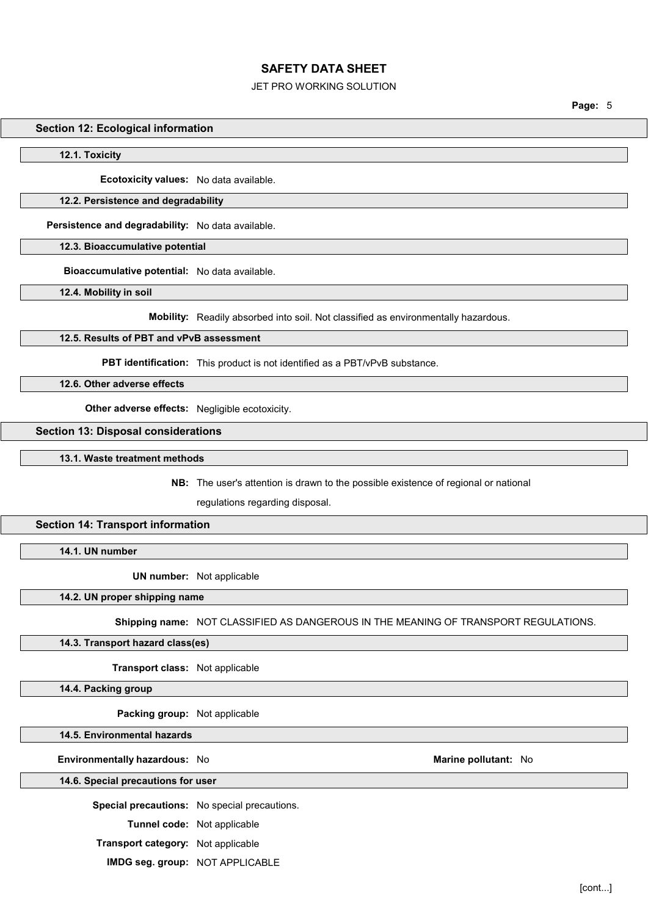## Section 12: Ecological information

### 12.1. Toxicity

**Ecotoxicity values:** No data available.

### 12.2. Persistence and degradability

**Persistence and degradability:** No data available.

### 12.3. Bioaccumulative potential

**Bioaccumulative potential:** No data available.

### 12.4. Mobility in soil

**Mobility:** Readily absorbed into soil. Not classified as environmentally hazardous.

### 12.5. Results of PBT and vPvB assessment

**PBT identification:** This product is not identified as a PBT/vPvB substance.

### 12.6. Other adverse effects

**Other adverse effects:** Negligible ecotoxicity.

## Section 13: Disposal considerations

### 13.1. Waste treatment methods

**NB:** The user's attention is drawn to the possible existence of regional or national regulations regarding disposal.

## Section 14: Transport information

### 14.1. UN number

**UN number:** Not applicable

### 14.2. UN proper shipping name

**Shipping name:** NOT CLASSIFIED AS DANGEROUS IN THE MEANING OF TRANSPORT REGULATIONS.

### 14.3. Transport hazard class(es)

**Transport class:** Not applicable

### 14.4. Packing group

**Packing group:** Not applicable

### 14.5. Environmental hazards

**Environmentally hazardous:** No

**Marine pollutant:** No

### 14.6. Special precautions for user

**Special precautions:** No special precautions.

**Tunnel code:** Not applicable

**Transport category:** Not applicable

**IMDG seg. group:** NOT APPLICABLE

[cont...]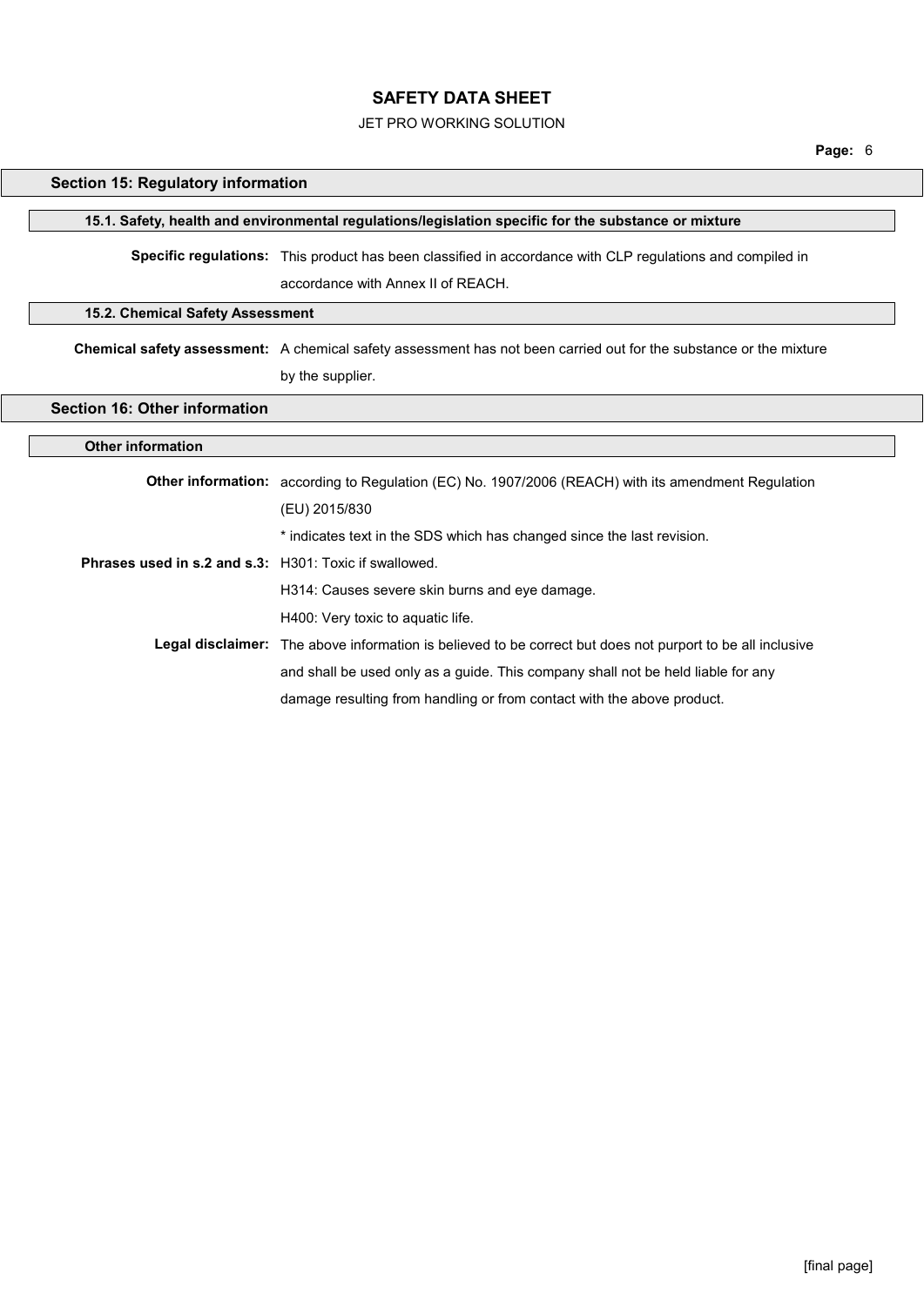## Section 15: Regulatory information

### 15.1. Safety, health and environmental regulations/legislation specific for the substance or mixture

**Specific regulations:** This product has been classified in accordance with CLP regulations and compiled in accordance with Annex II of REACH.

### 15.2. Chemical Safety Assessment

**Chemical safety assessment:** A chemical safety assessment has not been carried out for the substance or the mixture by the supplier.

## Section 16: Other information

### Other information

**Other information:** according to Regulation (EC) No. 1907/2006 (REACH) with its amendment Regulation (EU) 2015/830

* indicates text in the SDS which has changed since the last revision.

**Phrases used in s.2 and s.3:** H301: Toxic if swallowed.

H314: Causes severe skin burns and eye damage.

H400: Very toxic to aquatic life.

**Legal disclaimer:** The above information is believed to be correct but does not purport to be all inclusive and shall be used only as a guide. This company shall not be held liable for any damage resulting from handling or from contact with the above product.

[final page]